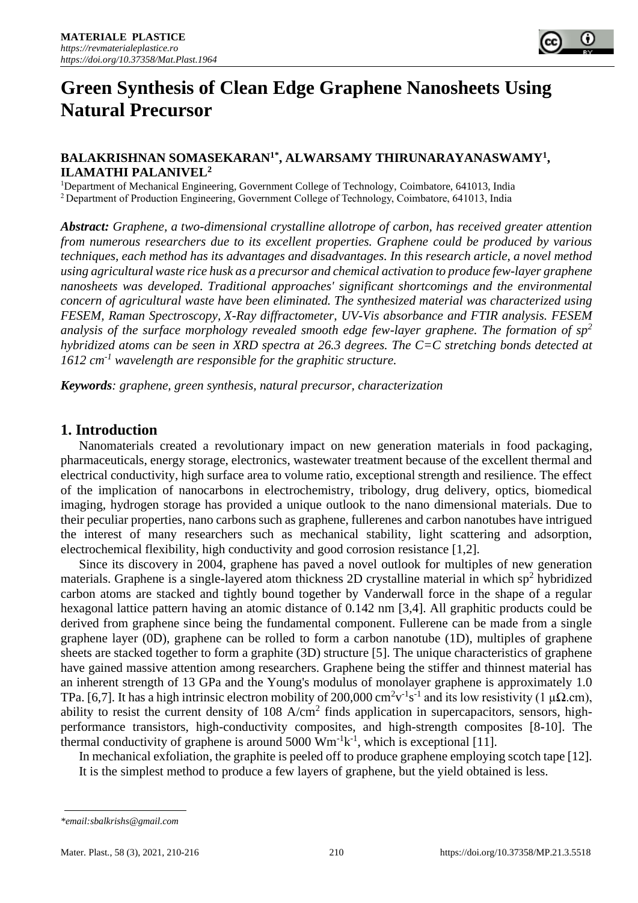# Green Synthesis of Clean Edge Graphene Nanosheets Using Natural Precursor

**BALAKRISHNAN SOMASEKARAN[1*], ALWARSAMY THIRUNARAYANASWAMY[1], ILAMATHI PALANIVEL[2]**

[1]Department of Mechanical Engineering, Government College of Technology, Coimbatore, 641013, India
[2]Department of Production Engineering, Government College of Technology, Coimbatore, 641013, India

***Abstract:*** *Graphene, a two-dimensional crystalline allotrope of carbon, has received greater attention from numerous researchers due to its excellent properties. Graphene could be produced by various techniques, each method has its advantages and disadvantages. In this research article, a novel method using agricultural waste rice husk as a precursor and chemical activation to produce few-layer graphene nanosheets was developed. Traditional approaches' significant shortcomings and the environmental concern of agricultural waste have been eliminated. The synthesized material was characterized using FESEM, Raman Spectroscopy, X-Ray diffractometer, UV-Vis absorbance and FTIR analysis. FESEM analysis of the surface morphology revealed smooth edge few-layer graphene. The formation of $sp^2$ hybridized atoms can be seen in XRD spectra at 26.3 degrees. The C=C stretching bonds detected at 1612 $cm^{-1}$ wavelength are responsible for the graphitic structure.*

***Keywords****: graphene, green synthesis, natural precursor, characterization*

## 1. Introduction

Nanomaterials created a revolutionary impact on new generation materials in food packaging, pharmaceuticals, energy storage, electronics, wastewater treatment because of the excellent thermal and electrical conductivity, high surface area to volume ratio, exceptional strength and resilience. The effect of the implication of nanocarbons in electrochemistry, tribology, drug delivery, optics, biomedical imaging, hydrogen storage has provided a unique outlook to the nano dimensional materials. Due to their peculiar properties, nano carbons such as graphene, fullerenes and carbon nanotubes have intrigued the interest of many researchers such as mechanical stability, light scattering and adsorption, electrochemical flexibility, high conductivity and good corrosion resistance [1,2].

Since its discovery in 2004, graphene has paved a novel outlook for multiples of new generation materials. Graphene is a single-layered atom thickness 2D crystalline material in which $sp^2$ hybridized carbon atoms are stacked and tightly bound together by Vanderwall force in the shape of a regular hexagonal lattice pattern having an atomic distance of 0.142 nm [3,4]. All graphitic products could be derived from graphene since being the fundamental component. Fullerene can be made from a single graphene layer (0D), graphene can be rolled to form a carbon nanotube (1D), multiples of graphene sheets are stacked together to form a graphite (3D) structure [5]. The unique characteristics of graphene have gained massive attention among researchers. Graphene being the stiffer and thinnest material has an inherent strength of 13 GPa and the Young's modulus of monolayer graphene is approximately 1.0 TPa. [6,7]. It has a high intrinsic electron mobility of 200,000 $cm^2v^{-1}s^{-1}$ and its low resistivity (1 μΩ.cm), ability to resist the current density of 108 $A/cm^2$ finds application in supercapacitors, sensors, high-performance transistors, high-conductivity composites, and high-strength composites [8-10]. The thermal conductivity of graphene is around 5000 $Wm^{-1}k^{-1}$, which is exceptional [11].

In mechanical exfoliation, the graphite is peeled off to produce graphene employing scotch tape [12]. It is the simplest method to produce a few layers of graphene, but the yield obtained is less.

---

*\*email:sbalkrishs@gmail.com*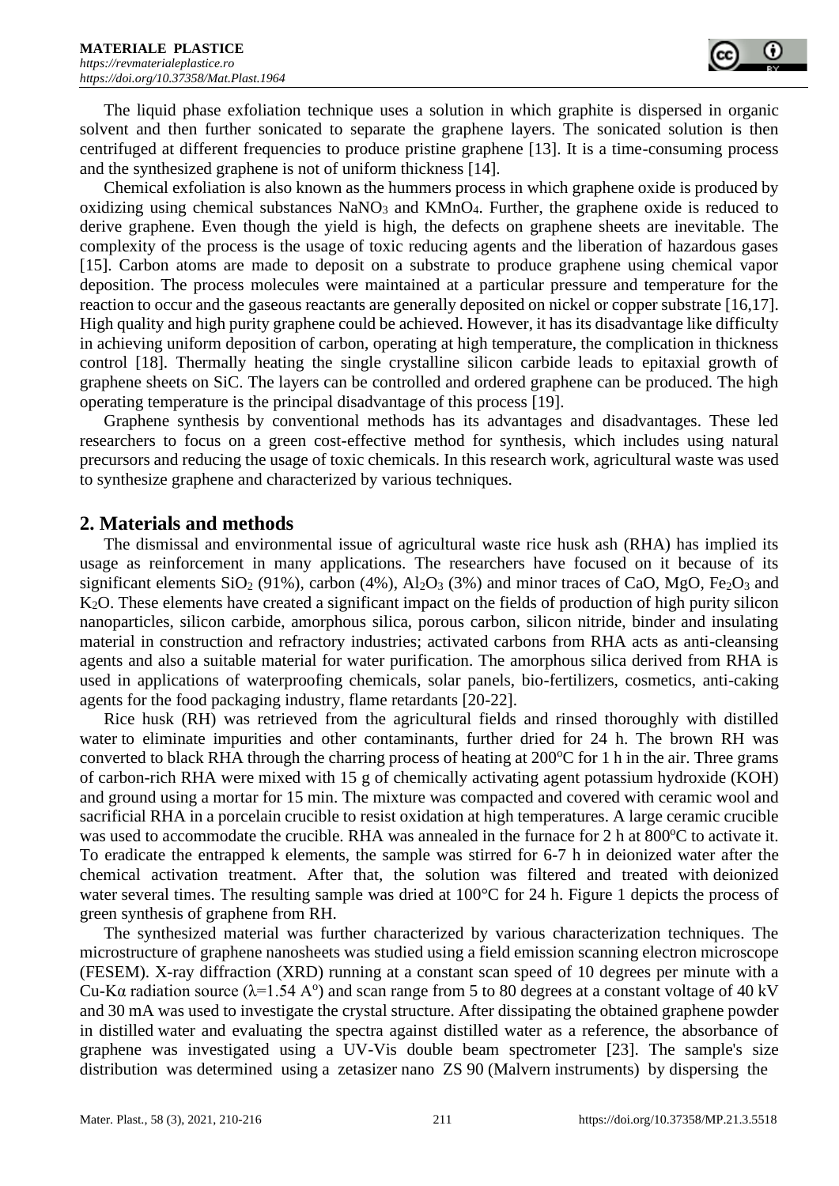The liquid phase exfoliation technique uses a solution in which graphite is dispersed in organic solvent and then further sonicated to separate the graphene layers. The sonicated solution is then centrifuged at different frequencies to produce pristine graphene [13]. It is a time-consuming process and the synthesized graphene is not of uniform thickness [14].

Chemical exfoliation is also known as the hummers process in which graphene oxide is produced by oxidizing using chemical substances $NaNO_3$ and $KMnO_4$. Further, the graphene oxide is reduced to derive graphene. Even though the yield is high, the defects on graphene sheets are inevitable. The complexity of the process is the usage of toxic reducing agents and the liberation of hazardous gases [15]. Carbon atoms are made to deposit on a substrate to produce graphene using chemical vapor deposition. The process molecules were maintained at a particular pressure and temperature for the reaction to occur and the gaseous reactants are generally deposited on nickel or copper substrate [16,17]. High quality and high purity graphene could be achieved. However, it has its disadvantage like difficulty in achieving uniform deposition of carbon, operating at high temperature, the complication in thickness control [18]. Thermally heating the single crystalline silicon carbide leads to epitaxial growth of graphene sheets on SiC. The layers can be controlled and ordered graphene can be produced. The high operating temperature is the principal disadvantage of this process [19].

Graphene synthesis by conventional methods has its advantages and disadvantages. These led researchers to focus on a green cost-effective method for synthesis, which includes using natural precursors and reducing the usage of toxic chemicals. In this research work, agricultural waste was used to synthesize graphene and characterized by various techniques.

## 2. Materials and methods

The dismissal and environmental issue of agricultural waste rice husk ash (RHA) has implied its usage as reinforcement in many applications. The researchers have focused on it because of its significant elements $SiO_2$ (91%), carbon (4%), $Al_2O_3$ (3%) and minor traces of CaO, MgO, $Fe_2O_3$ and $K_2O$. These elements have created a significant impact on the fields of production of high purity silicon nanoparticles, silicon carbide, amorphous silica, porous carbon, silicon nitride, binder and insulating material in construction and refractory industries; activated carbons from RHA acts as anti-cleansing agents and also a suitable material for water purification. The amorphous silica derived from RHA is used in applications of waterproofing chemicals, solar panels, bio-fertilizers, cosmetics, anti-caking agents for the food packaging industry, flame retardants [20-22].

Rice husk (RH) was retrieved from the agricultural fields and rinsed thoroughly with distilled water to eliminate impurities and other contaminants, further dried for 24 h. The brown RH was converted to black RHA through the charring process of heating at 200°C for 1 h in the air. Three grams of carbon-rich RHA were mixed with 15 g of chemically activating agent potassium hydroxide (KOH) and ground using a mortar for 15 min. The mixture was compacted and covered with ceramic wool and sacrificial RHA in a porcelain crucible to resist oxidation at high temperatures. A large ceramic crucible was used to accommodate the crucible. RHA was annealed in the furnace for 2 h at 800°C to activate it. To eradicate the entrapped k elements, the sample was stirred for 6-7 h in deionized water after the chemical activation treatment. After that, the solution was filtered and treated with deionized water several times. The resulting sample was dried at 100°C for 24 h. Figure 1 depicts the process of green synthesis of graphene from RH.

The synthesized material was further characterized by various characterization techniques. The microstructure of graphene nanosheets was studied using a field emission scanning electron microscope (FESEM). X-ray diffraction (XRD) running at a constant scan speed of 10 degrees per minute with a Cu-Kα radiation source (λ=1.54 A°) and scan range from 5 to 80 degrees at a constant voltage of 40 kV and 30 mA was used to investigate the crystal structure. After dissipating the obtained graphene powder in distilled water and evaluating the spectra against distilled water as a reference, the absorbance of graphene was investigated using a UV-Vis double beam spectrometer [23]. The sample's size distribution was determined using a zetasizer nano ZS 90 (Malvern instruments) by dispersing the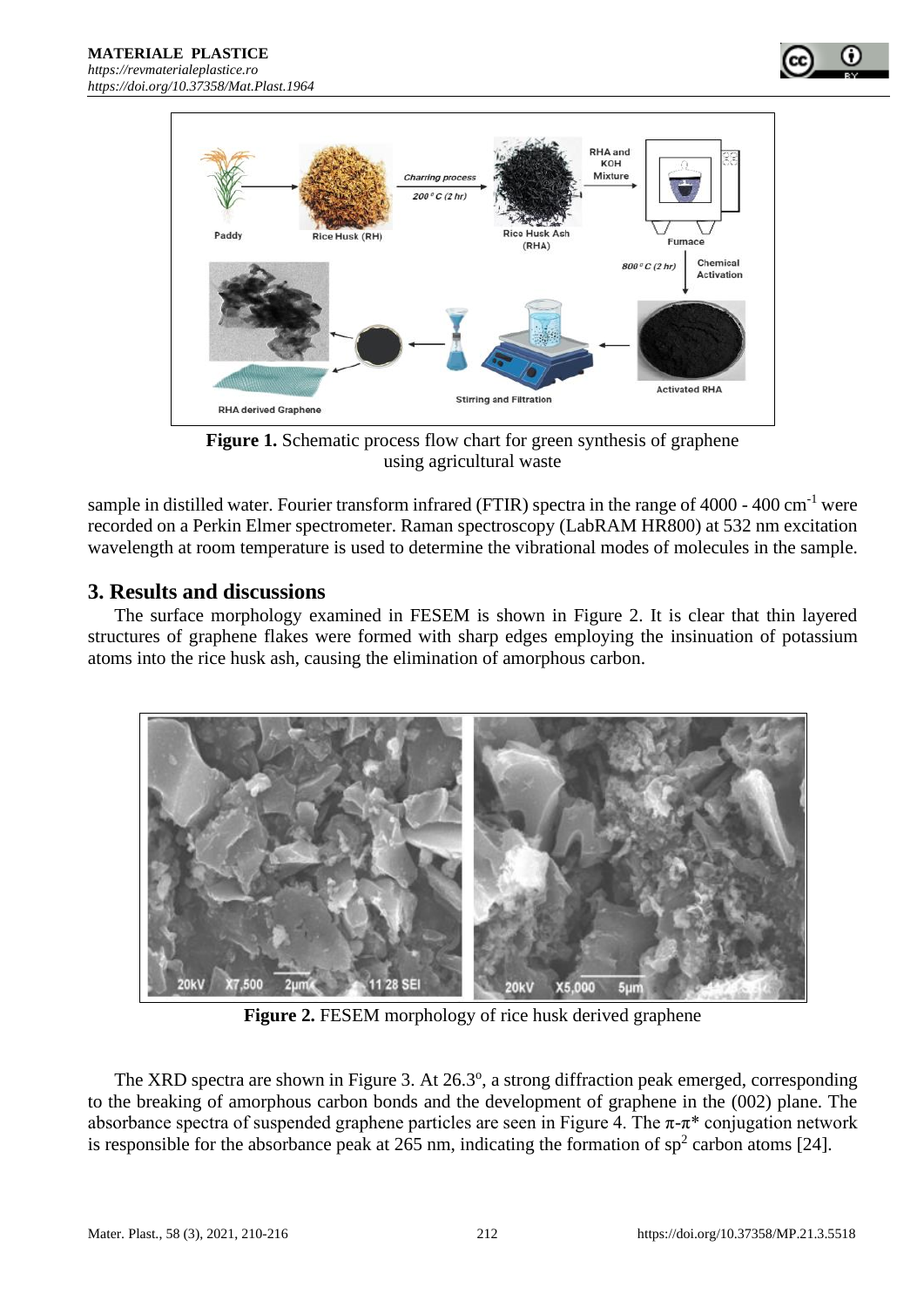Figure 1. Schematic process flow chart for green synthesis of graphene using agricultural waste

sample in distilled water. Fourier transform infrared (FTIR) spectra in the range of 4000 - 400 $cm^{-1}$ were recorded on a Perkin Elmer spectrometer. Raman spectroscopy (LabRAM HR800) at 532 nm excitation wavelength at room temperature is used to determine the vibrational modes of molecules in the sample.

## 3. Results and discussions

The surface morphology examined in FESEM is shown in Figure 2. It is clear that thin layered structures of graphene flakes were formed with sharp edges employing the insinuation of potassium atoms into the rice husk ash, causing the elimination of amorphous carbon.

**Figure 2.** FESEM morphology of rice husk derived graphene

The XRD spectra are shown in Figure 3. At 26.3°, a strong diffraction peak emerged, corresponding to the breaking of amorphous carbon bonds and the development of graphene in the (002) plane. The absorbance spectra of suspended graphene particles are seen in Figure 4. The π-π* conjugation network is responsible for the absorbance peak at 265 nm, indicating the formation of $sp^2$ carbon atoms [24].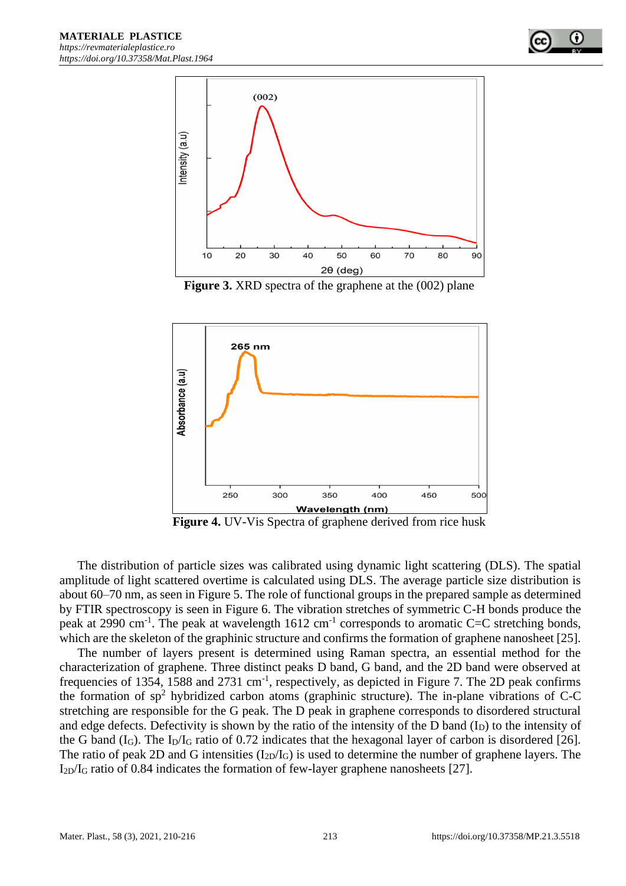**Figure 3.** XRD spectra of the graphene at the (002) plane

**Figure 4.** UV-Vis Spectra of graphene derived from rice husk

The distribution of particle sizes was calibrated using dynamic light scattering (DLS). The spatial amplitude of light scattered overtime is calculated using DLS. The average particle size distribution is about 60–70 nm, as seen in Figure 5. The role of functional groups in the prepared sample as determined by FTIR spectroscopy is seen in Figure 6. The vibration stretches of symmetric C-H bonds produce the peak at 2990 $cm^{-1}$. The peak at wavelength 1612 $cm^{-1}$ corresponds to aromatic C=C stretching bonds, which are the skeleton of the graphinic structure and confirms the formation of graphene nanosheet [25].

The number of layers present is determined using Raman spectra, an essential method for the characterization of graphene. Three distinct peaks D band, G band, and the 2D band were observed at frequencies of 1354, 1588 and 2731 $cm^{-1}$, respectively, as depicted in Figure 7. The 2D peak confirms the formation of $sp^2$ hybridized carbon atoms (graphinic structure). The in-plane vibrations of C-C stretching are responsible for the G peak. The D peak in graphene corresponds to disordered structural and edge defects. Defectivity is shown by the ratio of the intensity of the D band ($I_D$) to the intensity of the G band ($I_G$). The $I_D/I_G$ ratio of 0.72 indicates that the hexagonal layer of carbon is disordered [26]. The ratio of peak 2D and G intensities ($I_{2D}/I_G$) is used to determine the number of graphene layers. The $I_{2D}/I_G$ ratio of 0.84 indicates the formation of few-layer graphene nanosheets [27].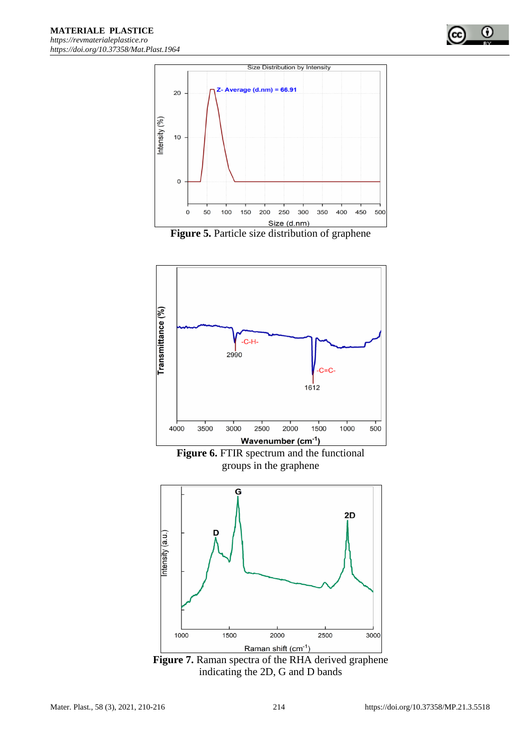**Figure 5.** Particle size distribution of graphene

**Figure 6.** FTIR spectrum and the functional groups in the graphene

**Figure 7.** Raman spectra of the RHA derived graphene indicating the 2D, G and D bands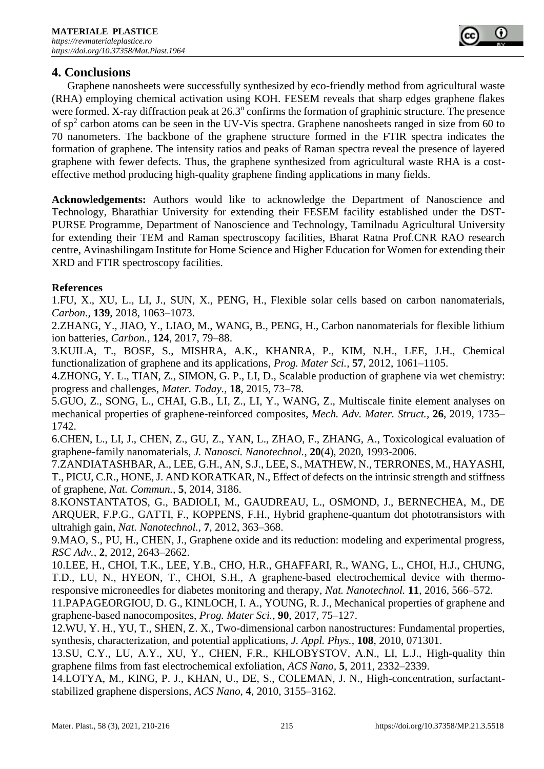## 4. Conclusions

Graphene nanosheets were successfully synthesized by eco-friendly method from agricultural waste (RHA) employing chemical activation using KOH. FESEM reveals that sharp edges graphene flakes were formed. X-ray diffraction peak at $26.3^o$ confirms the formation of graphinic structure. The presence of $sp^2$ carbon atoms can be seen in the UV-Vis spectra. Graphene nanosheets ranged in size from 60 to 70 nanometers. The backbone of the graphene structure formed in the FTIR spectra indicates the formation of graphene. The intensity ratios and peaks of Raman spectra reveal the presence of layered graphene with fewer defects. Thus, the graphene synthesized from agricultural waste RHA is a cost-effective method producing high-quality graphene finding applications in many fields.

**Acknowledgements:** Authors would like to acknowledge the Department of Nanoscience and Technology, Bharathiar University for extending their FESEM facility established under the DST-PURSE Programme, Department of Nanoscience and Technology, Tamilnadu Agricultural University for extending their TEM and Raman spectroscopy facilities, Bharat Ratna Prof.CNR RAO research centre, Avinashilingam Institute for Home Science and Higher Education for Women for extending their XRD and FTIR spectroscopy facilities.

**References**

1.FU, X., XU, L., LI, J., SUN, X., PENG, H., Flexible solar cells based on carbon nanomaterials, *Carbon.*, **139**, 2018, 1063–1073.

2.ZHANG, Y., JIAO, Y., LIAO, M., WANG, B., PENG, H., Carbon nanomaterials for flexible lithium ion batteries, *Carbon.*, **124**, 2017, 79–88.

3.KUILA, T., BOSE, S., MISHRA, A.K., KHANRA, P., KIM, N.H., LEE, J.H., Chemical functionalization of graphene and its applications, *Prog. Mater Sci.*, **57**, 2012, 1061–1105.

4.ZHONG, Y. L., TIAN, Z., SIMON, G. P., LI, D., Scalable production of graphene via wet chemistry: progress and challenges, *Mater. Today.*, **18**, 2015, 73–78.

5.GUO, Z., SONG, L., CHAI, G.B., LI, Z., LI, Y., WANG, Z., Multiscale finite element analyses on mechanical properties of graphene-reinforced composites, *Mech. Adv. Mater. Struct.*, **26**, 2019, 1735–1742.

6.CHEN, L., LI, J., CHEN, Z., GU, Z., YAN, L., ZHAO, F., ZHANG, A., Toxicological evaluation of graphene-family nanomaterials, *J. Nanosci. Nanotechnol.*, **20**(4), 2020, 1993-2006.

7.ZANDIATASHBAR, A., LEE, G.H., AN, S.J., LEE, S., MATHEW, N., TERRONES, M., HAYASHI, T., PICU, C.R., HONE, J. AND KORATKAR, N., Effect of defects on the intrinsic strength and stiffness of graphene, *Nat. Commun.*, **5**, 2014, 3186.

8.KONSTANTATOS, G., BADIOLI, M., GAUDREAU, L., OSMOND, J., BERNECHEA, M., DE ARQUER, F.P.G., GATTI, F., KOPPENS, F.H., Hybrid graphene-quantum dot phototransistors with ultrahigh gain, *Nat. Nanotechnol.*, **7**, 2012, 363–368.

9.MAO, S., PU, H., CHEN, J., Graphene oxide and its reduction: modeling and experimental progress, *RSC Adv.*, **2**, 2012, 2643–2662.

10.LEE, H., CHOI, T.K., LEE, Y.B., CHO, H.R., GHAFFARI, R., WANG, L., CHOI, H.J., CHUNG, T.D., LU, N., HYEON, T., CHOI, S.H., A graphene-based electrochemical device with thermo-responsive microneedles for diabetes monitoring and therapy, *Nat. Nanotechnol.* **11**, 2016, 566–572.

11.PAPAGEORGIOU, D. G., KINLOCH, I. A., YOUNG, R. J., Mechanical properties of graphene and graphene-based nanocomposites, *Prog. Mater Sci.*, **90**, 2017, 75–127.

12.WU, Y. H., YU, T., SHEN, Z. X., Two-dimensional carbon nanostructures: Fundamental properties, synthesis, characterization, and potential applications, *J. Appl. Phys.*, **108**, 2010, 071301.

13.SU, C.Y., LU, A.Y., XU, Y., CHEN, F.R., KHLOBYSTOV, A.N., LI, L.J., High-quality thin graphene films from fast electrochemical exfoliation, *ACS Nano*, **5**, 2011, 2332–2339.

14.LOTYA, M., KING, P. J., KHAN, U., DE, S., COLEMAN, J. N., High-concentration, surfactant-stabilized graphene dispersions, *ACS Nano*, **4**, 2010, 3155–3162.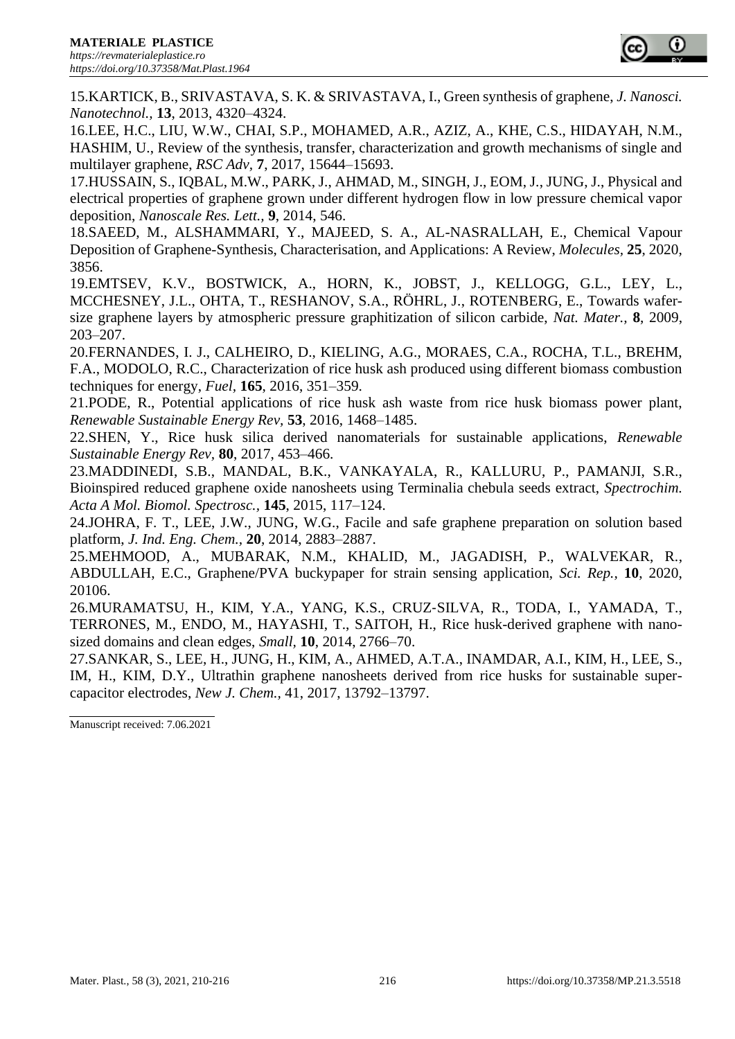15.KARTICK, B., SRIVASTAVA, S. K. & SRIVASTAVA, I., Green synthesis of graphene, *J. Nanosci. Nanotechnol.*, **13**, 2013, 4320–4324.

16.LEE, H.C., LIU, W.W., CHAI, S.P., MOHAMED, A.R., AZIZ, A., KHE, C.S., HIDAYAH, N.M., HASHIM, U., Review of the synthesis, transfer, characterization and growth mechanisms of single and multilayer graphene, *RSC Adv*, **7**, 2017, 15644–15693.

17.HUSSAIN, S., IQBAL, M.W., PARK, J., AHMAD, M., SINGH, J., EOM, J., JUNG, J., Physical and electrical properties of graphene grown under different hydrogen flow in low pressure chemical vapor deposition, *Nanoscale Res. Lett.*, **9**, 2014, 546.

18.SAEED, M., ALSHAMMARI, Y., MAJEED, S. A., AL-NASRALLAH, E., Chemical Vapour Deposition of Graphene-Synthesis, Characterisation, and Applications: A Review, *Molecules*, **25**, 2020, 3856.

19.EMTSEV, K.V., BOSTWICK, A., HORN, K., JOBST, J., KELLOGG, G.L., LEY, L., MCCHESNEY, J.L., OHTA, T., RESHANOV, S.A., RÖHRL, J., ROTENBERG, E., Towards wafer-size graphene layers by atmospheric pressure graphitization of silicon carbide, *Nat. Mater.*, **8**, 2009, 203–207.

20.FERNANDES, I. J., CALHEIRO, D., KIELING, A.G., MORAES, C.A., ROCHA, T.L., BREHM, F.A., MODOLO, R.C., Characterization of rice husk ash produced using different biomass combustion techniques for energy, *Fuel*, **165**, 2016, 351–359.

21.PODE, R., Potential applications of rice husk ash waste from rice husk biomass power plant, *Renewable Sustainable Energy Rev*, **53**, 2016, 1468–1485.

22.SHEN, Y., Rice husk silica derived nanomaterials for sustainable applications, *Renewable Sustainable Energy Rev*, **80**, 2017, 453–466.

23.MADDINEDI, S.B., MANDAL, B.K., VANKAYALA, R., KALLURU, P., PAMANJI, S.R., Bioinspired reduced graphene oxide nanosheets using Terminalia chebula seeds extract, *Spectrochim. Acta A Mol. Biomol. Spectrosc.*, **145**, 2015, 117–124.

24.JOHRA, F. T., LEE, J.W., JUNG, W.G., Facile and safe graphene preparation on solution based platform, *J. Ind. Eng. Chem.*, **20**, 2014, 2883–2887.

25.MEHMOOD, A., MUBARAK, N.M., KHALID, M., JAGADISH, P., WALVEKAR, R., ABDULLAH, E.C., Graphene/PVA buckypaper for strain sensing application, *Sci. Rep.*, **10**, 2020, 20106.

26.MURAMATSU, H., KIM, Y.A., YANG, K.S., CRUZ-SILVA, R., TODA, I., YAMADA, T., TERRONES, M., ENDO, M., HAYASHI, T., SAITOH, H., Rice husk-derived graphene with nano-sized domains and clean edges, *Small*, **10**, 2014, 2766–70.

27.SANKAR, S., LEE, H., JUNG, H., KIM, A., AHMED, A.T.A., INAMDAR, A.I., KIM, H., LEE, S., IM, H., KIM, D.Y., Ultrathin graphene nanosheets derived from rice husks for sustainable super-capacitor electrodes, *New J. Chem.*, 41, 2017, 13792–13797.

Manuscript received: 7.06.2021